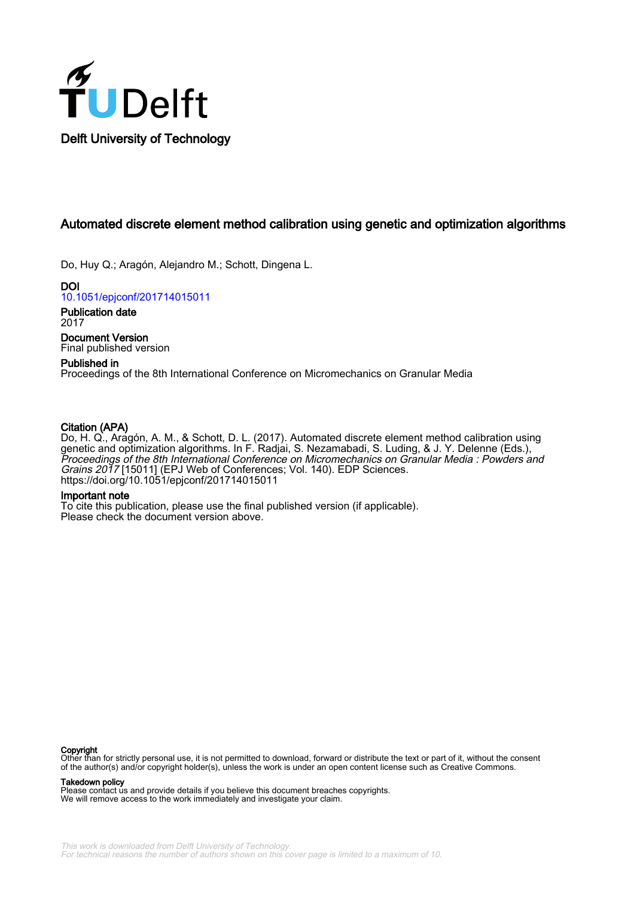Delft University of Technology

# Automated discrete element method calibration using genetic and optimization algorithms

Do, Huy Q.; Aragón, Alejandro M.; Schott, Dingena L.

**DOI**
10.1051/epjconf/201714015011

**Publication date**
2017

**Document Version**
Final published version

**Published in**
Proceedings of the 8th International Conference on Micromechanics on Granular Media

**Citation (APA)**
Do, H. Q., Aragón, A. M., & Schott, D. L. (2017). Automated discrete element method calibration using genetic and optimization algorithms. In F. Radjai, S. Nezamabadi, S. Luding, & J. Y. Delenne (Eds.), *Proceedings of the 8th International Conference on Micromechanics on Granular Media : Powders and Grains 2017* [15011] (EPJ Web of Conferences; Vol. 140). EDP Sciences. https://doi.org/10.1051/epjconf/201714015011

**Important note**
To cite this publication, please use the final published version (if applicable). Please check the document version above.

**Copyright**
Other than for strictly personal use, it is not permitted to download, forward or distribute the text or part of it, without the consent of the author(s) and/or copyright holder(s), unless the work is under an open content license such as Creative Commons.

**Takedown policy**
Please contact us and provide details if you believe this document breaches copyrights. We will remove access to the work immediately and investigate your claim.

*This work is downloaded from Delft University of Technology. For technical reasons the number of authors shown on this cover page is limited to a maximum of 10.*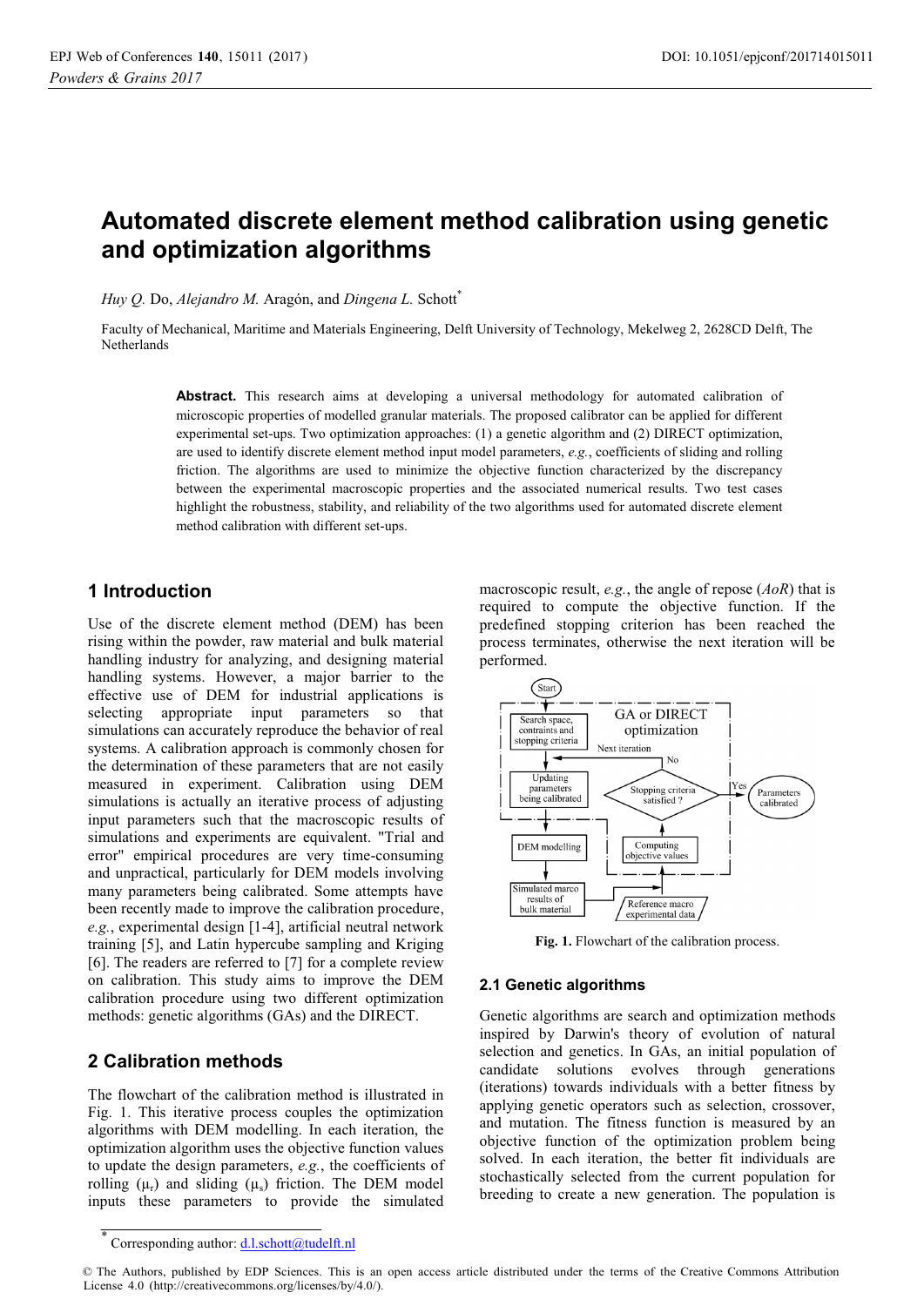# Automated discrete element method calibration using genetic and optimization algorithms

*Huy Q.* Do, *Alejandro M.* Aragón, and *Dingena L.* Schott[*]

Faculty of Mechanical, Maritime and Materials Engineering, Delft University of Technology, Mekelweg 2, 2628CD Delft, The Netherlands

**Abstract.** This research aims at developing a universal methodology for automated calibration of microscopic properties of modelled granular materials. The proposed calibrator can be applied for different experimental set-ups. Two optimization approaches: (1) a genetic algorithm and (2) DIRECT optimization, are used to identify discrete element method input model parameters, *e.g.*, coefficients of sliding and rolling friction. The algorithms are used to minimize the objective function characterized by the discrepancy between the experimental macroscopic properties and the associated numerical results. Two test cases highlight the robustness, stability, and reliability of the two algorithms used for automated discrete element method calibration with different set-ups.

## 1 Introduction

Use of the discrete element method (DEM) has been rising within the powder, raw material and bulk material handling industry for analyzing, and designing material handling systems. However, a major barrier to the effective use of DEM for industrial applications is selecting appropriate input parameters so that simulations can accurately reproduce the behavior of real systems. A calibration approach is commonly chosen for the determination of these parameters that are not easily measured in experiment. Calibration using DEM simulations is actually an iterative process of adjusting input parameters such that the macroscopic results of simulations and experiments are equivalent. "Trial and error" empirical procedures are very time-consuming and unpractical, particularly for DEM models involving many parameters being calibrated. Some attempts have been recently made to improve the calibration procedure, *e.g.*, experimental design [1-4], artificial neutral network training [5], and Latin hypercube sampling and Kriging [6]. The readers are referred to [7] for a complete review on calibration. This study aims to improve the DEM calibration procedure using two different optimization methods: genetic algorithms (GAs) and the DIRECT.

## 2 Calibration methods

The flowchart of the calibration method is illustrated in Fig. 1. This iterative process couples the optimization algorithms with DEM modelling. In each iteration, the optimization algorithm uses the objective function values to update the design parameters, *e.g.*, the coefficients of rolling ($\mu_r$) and sliding ($\mu_s$) friction. The DEM model inputs these parameters to provide the simulated macroscopic result, *e.g.*, the angle of repose (*AoR*) that is required to compute the objective function. If the predefined stopping criterion has been reached the process terminates, otherwise the next iteration will be performed.

**Fig. 1.** Flowchart of the calibration process.

### 2.1 Genetic algorithms

Genetic algorithms are search and optimization methods inspired by Darwin's theory of evolution of natural selection and genetics. In GAs, an initial population of candidate solutions evolves through generations (iterations) towards individuals with a better fitness by applying genetic operators such as selection, crossover, and mutation. The fitness function is measured by an objective function of the optimization problem being solved. In each iteration, the better fit individuals are stochastically selected from the current population for breeding to create a new generation. The population is

[*] Corresponding author: d.l.schott@tudelft.nl

© The Authors, published by EDP Sciences. This is an open access article distributed under the terms of the Creative Commons Attribution License 4.0 (http://creativecommons.org/licenses/by/4.0/).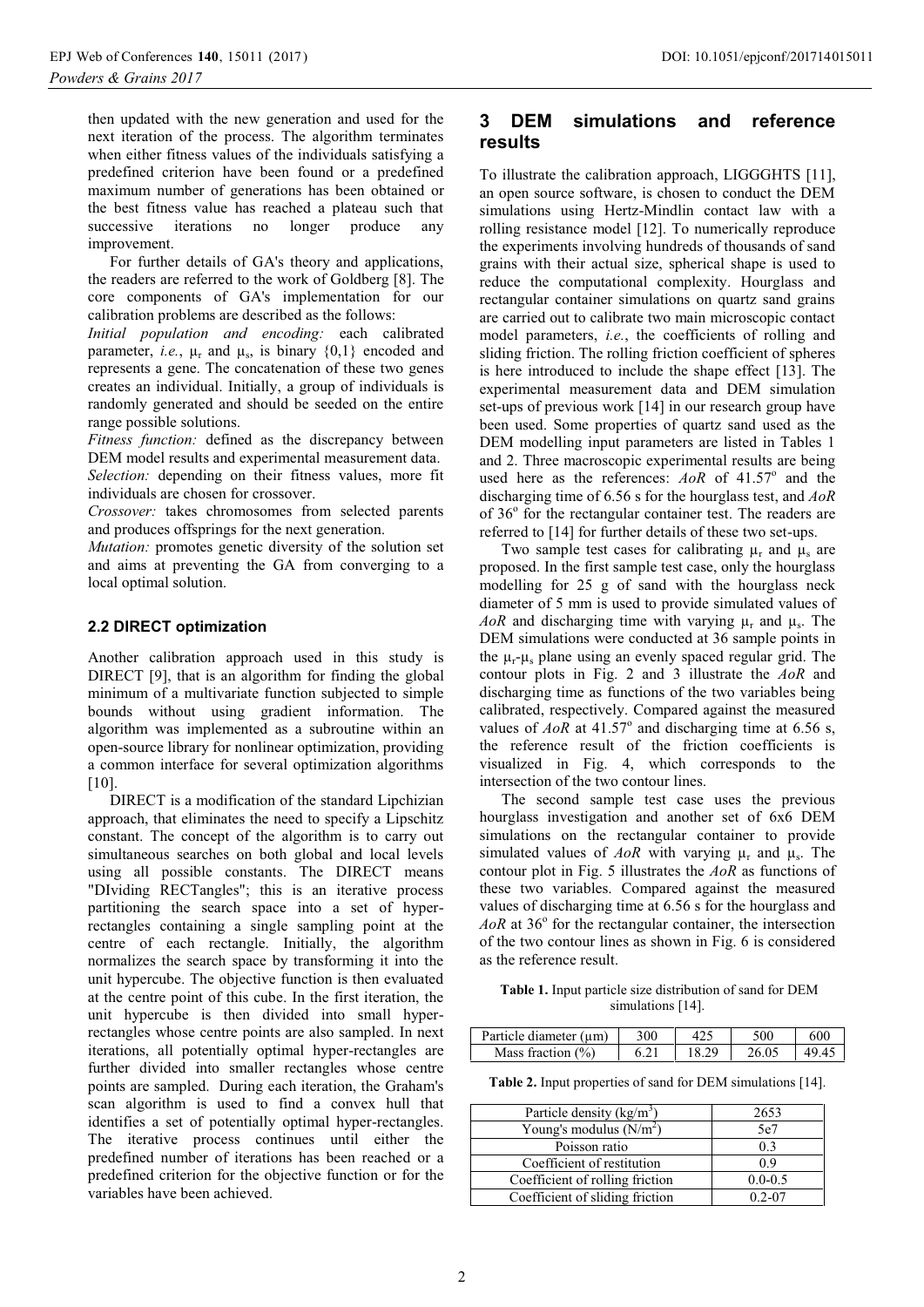then updated with the new generation and used for the next iteration of the process. The algorithm terminates when either fitness values of the individuals satisfying a predefined criterion have been found or a predefined maximum number of generations has been obtained or the best fitness value has reached a plateau such that successive iterations no longer produce any improvement.

For further details of GA's theory and applications, the readers are referred to the work of Goldberg [8]. The core components of GA's implementation for our calibration problems are described as the follows:

*Initial population and encoding:* each calibrated parameter, *i.e.*, $\mu_r$ and $\mu_s$, is binary {0,1} encoded and represents a gene. The concatenation of these two genes creates an individual. Initially, a group of individuals is randomly generated and should be seeded on the entire range possible solutions.

*Fitness function:* defined as the discrepancy between DEM model results and experimental measurement data.

*Selection:* depending on their fitness values, more fit individuals are chosen for crossover.

*Crossover:* takes chromosomes from selected parents and produces offsprings for the next generation.

*Mutation:* promotes genetic diversity of the solution set and aims at preventing the GA from converging to a local optimal solution.

### 2.2 DIRECT optimization

Another calibration approach used in this study is DIRECT [9], that is an algorithm for finding the global minimum of a multivariate function subjected to simple bounds without using gradient information. The algorithm was implemented as a subroutine within an open-source library for nonlinear optimization, providing a common interface for several optimization algorithms [10].

DIRECT is a modification of the standard Lipchizian approach, that eliminates the need to specify a Lipschitz constant. The concept of the algorithm is to carry out simultaneous searches on both global and local levels using all possible constants. The DIRECT means "DIviding RECTangles"; this is an iterative process partitioning the search space into a set of hyper-rectangles containing a single sampling point at the centre of each rectangle. Initially, the algorithm normalizes the search space by transforming it into the unit hypercube. The objective function is then evaluated at the centre point of this cube. In the first iteration, the unit hypercube is then divided into small hyper-rectangles whose centre points are also sampled. In next iterations, all potentially optimal hyper-rectangles are further divided into smaller rectangles whose centre points are sampled. During each iteration, the Graham's scan algorithm is used to find a convex hull that identifies a set of potentially optimal hyper-rectangles. The iterative process continues until either the predefined number of iterations has been reached or a predefined criterion for the objective function or for the variables have been achieved.

## 3 DEM simulations and reference results

To illustrate the calibration approach, LIGGGHTS [11], an open source software, is chosen to conduct the DEM simulations using Hertz-Mindlin contact law with a rolling resistance model [12]. To numerically reproduce the experiments involving hundreds of thousands of sand grains with their actual size, spherical shape is used to reduce the computational complexity. Hourglass and rectangular container simulations on quartz sand grains are carried out to calibrate two main microscopic contact model parameters, *i.e.*, the coefficients of rolling and sliding friction. The rolling friction coefficient of spheres is here introduced to include the shape effect [13]. The experimental measurement data and DEM simulation set-ups of previous work [14] in our research group have been used. Some properties of quartz sand used as the DEM modelling input parameters are listed in Tables 1 and 2. Three macroscopic experimental results are being used here as the references: *AoR* of 41.57° and the discharging time of 6.56 s for the hourglass test, and *AoR* of 36° for the rectangular container test. The readers are referred to [14] for further details of these two set-ups.

Two sample test cases for calibrating $\mu_r$ and $\mu_s$ are proposed. In the first sample test case, only the hourglass modelling for 25 g of sand with the hourglass neck diameter of 5 mm is used to provide simulated values of *AoR* and discharging time with varying $\mu_r$ and $\mu_s$. The DEM simulations were conducted at 36 sample points in the $\mu_r$-$\mu_s$ plane using an evenly spaced regular grid. The contour plots in Fig. 2 and 3 illustrate the *AoR* and discharging time as functions of the two variables being calibrated, respectively. Compared against the measured values of *AoR* at 41.57° and discharging time at 6.56 s, the reference result of the friction coefficients is visualized in Fig. 4, which corresponds to the intersection of the two contour lines.

The second sample test case uses the previous hourglass investigation and another set of 6x6 DEM simulations on the rectangular container to provide simulated values of *AoR* with varying $\mu_r$ and $\mu_s$. The contour plot in Fig. 5 illustrates the *AoR* as functions of these two variables. Compared against the measured values of discharging time at 6.56 s for the hourglass and *AoR* at 36° for the rectangular container, the intersection of the two contour lines as shown in Fig. 6 is considered as the reference result.

**Table 1.** Input particle size distribution of sand for DEM simulations [14].

| Particle diameter (μm) | 300 | 425 | 500 | 600 |
|---|---|---|---|---|
| Mass fraction (%) | 6.21 | 18.29 | 26.05 | 49.45 |

**Table 2.** Input properties of sand for DEM simulations [14].

| Property | Value |
|---|---|
| Particle density (kg/m$^3$) | 2653 |
| Young's modulus (N/m$^2$) | 5e7 |
| Poisson ratio | 0.3 |
| Coefficient of restitution | 0.9 |
| Coefficient of rolling friction | 0.0-0.5 |
| Coefficient of sliding friction | 0.2-07 |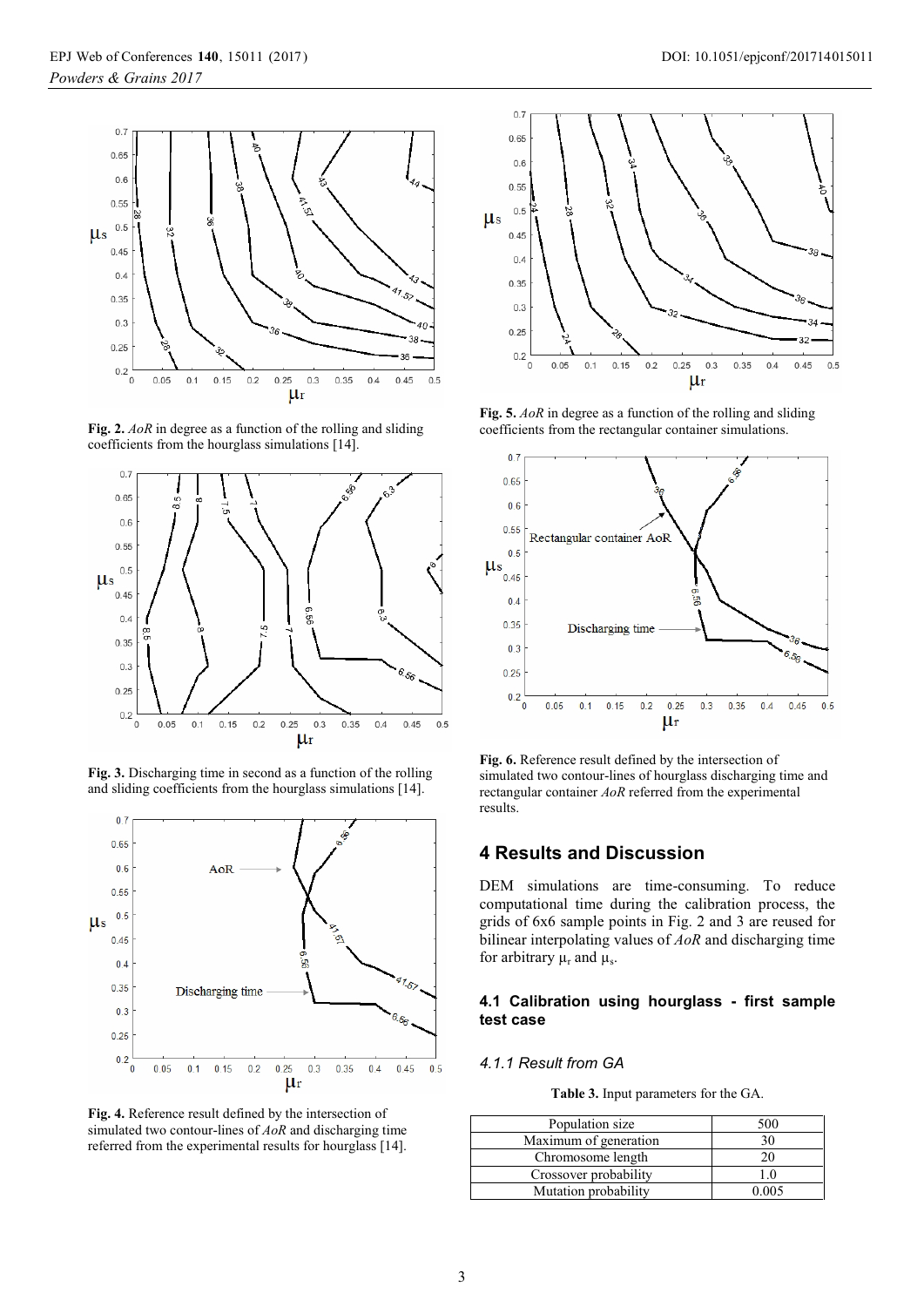**Fig. 2.** *AoR* in degree as a function of the rolling and sliding coefficients from the hourglass simulations [14].

**Fig. 3.** Discharging time in second as a function of the rolling and sliding coefficients from the hourglass simulations [14].

**Fig. 4.** Reference result defined by the intersection of simulated two contour-lines of *AoR* and discharging time referred from the experimental results for hourglass [14].

**Fig. 5.** *AoR* in degree as a function of the rolling and sliding coefficients from the rectangular container simulations.

**Fig. 6.** Reference result defined by the intersection of simulated two contour-lines of hourglass discharging time and rectangular container *AoR* referred from the experimental results.

## 4 Results and Discussion

DEM simulations are time-consuming. To reduce computational time during the calibration process, the grids of 6x6 sample points in Fig. 2 and 3 are reused for bilinear interpolating values of *AoR* and discharging time for arbitrary $\mu_r$ and $\mu_s$.

### 4.1 Calibration using hourglass - first sample test case

#### *4.1.1 Result from GA*

**Table 3.** Input parameters for the GA.

| Parameter | Value |
|---|---|
| Population size | 500 |
| Maximum of generation | 30 |
| Chromosome length | 20 |
| Crossover probability | 1.0 |
| Mutation probability | 0.005 |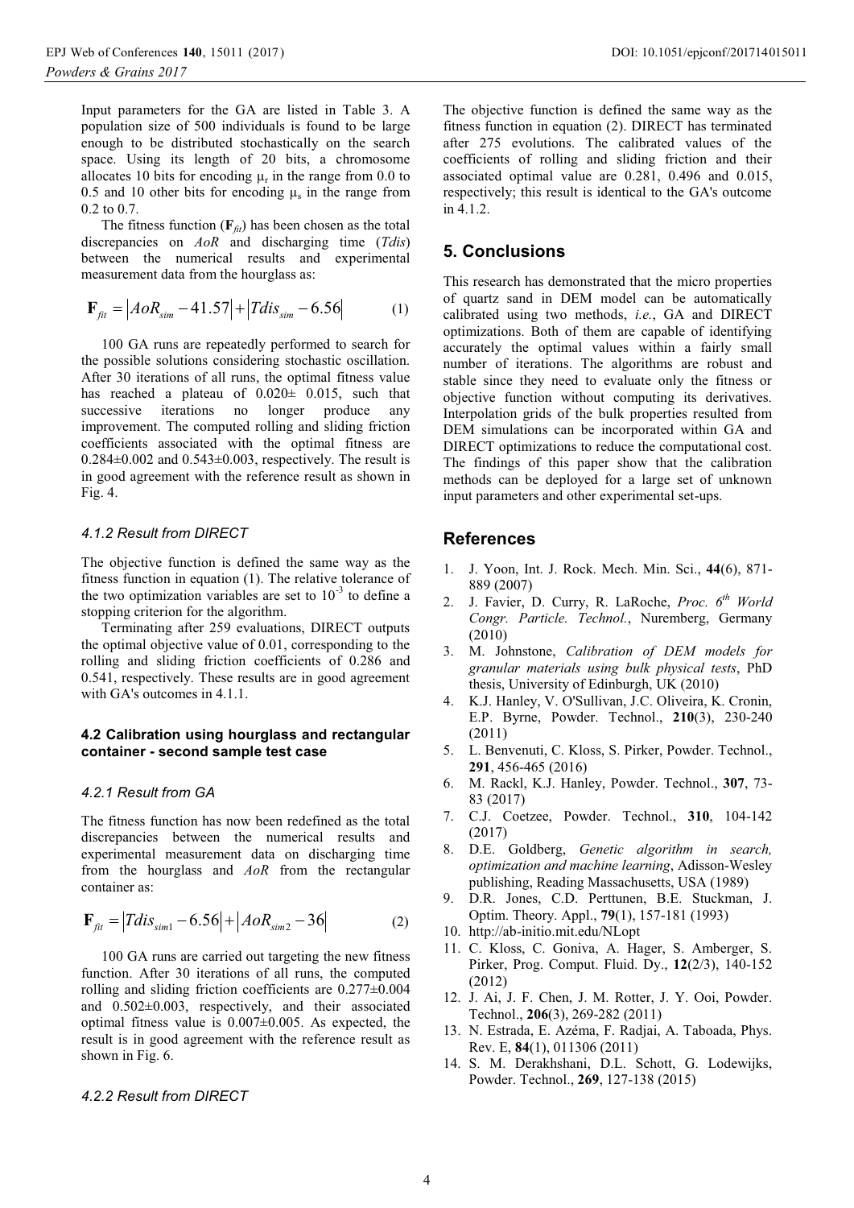Input parameters for the GA are listed in Table 3. A population size of 500 individuals is found to be large enough to be distributed stochastically on the search space. Using its length of 20 bits, a chromosome allocates 10 bits for encoding $\mu_r$ in the range from 0.0 to 0.5 and 10 other bits for encoding $\mu_s$ in the range from 0.2 to 0.7.

The fitness function ($\mathbf{F}_{fit}$) has been chosen as the total discrepancies on *AoR* and discharging time (*Tdis*) between the numerical results and experimental measurement data from the hourglass as:

$$\mathbf{F}_{fit} = \left|AoR_{sim} - 41.57\right| + \left|Tdis_{sim} - 6.56\right| \qquad (1)$$

100 GA runs are repeatedly performed to search for the possible solutions considering stochastic oscillation. After 30 iterations of all runs, the optimal fitness value has reached a plateau of 0.020± 0.015, such that successive iterations no longer produce any improvement. The computed rolling and sliding friction coefficients associated with the optimal fitness are 0.284±0.002 and 0.543±0.003, respectively. The result is in good agreement with the reference result as shown in Fig. 4.

#### 4.1.2 Result from DIRECT

The objective function is defined the same way as the fitness function in equation (1). The relative tolerance of the two optimization variables are set to $10^{-3}$ to define a stopping criterion for the algorithm.

Terminating after 259 evaluations, DIRECT outputs the optimal objective value of 0.01, corresponding to the rolling and sliding friction coefficients of 0.286 and 0.541, respectively. These results are in good agreement with GA's outcomes in 4.1.1.

### 4.2 Calibration using hourglass and rectangular container - second sample test case

#### 4.2.1 Result from GA

The fitness function has now been redefined as the total discrepancies between the numerical results and experimental measurement data on discharging time from the hourglass and *AoR* from the rectangular container as:

$$\mathbf{F}_{fit} = \left|Tdis_{sim1} - 6.56\right| + \left|AoR_{sim2} - 36\right| \qquad (2)$$

100 GA runs are carried out targeting the new fitness function. After 30 iterations of all runs, the computed rolling and sliding friction coefficients are 0.277±0.004 and 0.502±0.003, respectively, and their associated optimal fitness value is 0.007±0.005. As expected, the result is in good agreement with the reference result as shown in Fig. 6.

#### 4.2.2 Result from DIRECT

The objective function is defined the same way as the fitness function in equation (2). DIRECT has terminated after 275 evolutions. The calibrated values of the coefficients of rolling and sliding friction and their associated optimal value are 0.281, 0.496 and 0.015, respectively; this result is identical to the GA's outcome in 4.1.2.

## 5. Conclusions

This research has demonstrated that the micro properties of quartz sand in DEM model can be automatically calibrated using two methods, *i.e.*, GA and DIRECT optimizations. Both of them are capable of identifying accurately the optimal values within a fairly small number of iterations. The algorithms are robust and stable since they need to evaluate only the fitness or objective function without computing its derivatives. Interpolation grids of the bulk properties resulted from DEM simulations can be incorporated within GA and DIRECT optimizations to reduce the computational cost. The findings of this paper show that the calibration methods can be deployed for a large set of unknown input parameters and other experimental set-ups.

## References

1. J. Yoon, Int. J. Rock. Mech. Min. Sci., **44**(6), 871-889 (2007)
2. J. Favier, D. Curry, R. LaRoche, *Proc. 6th World Congr. Particle. Technol.*, Nuremberg, Germany (2010)
3. M. Johnstone, *Calibration of DEM models for granular materials using bulk physical tests*, PhD thesis, University of Edinburgh, UK (2010)
4. K.J. Hanley, V. O'Sullivan, J.C. Oliveira, K. Cronin, E.P. Byrne, Powder. Technol., **210**(3), 230-240 (2011)
5. L. Benvenuti, C. Kloss, S. Pirker, Powder. Technol., **291**, 456-465 (2016)
6. M. Rackl, K.J. Hanley, Powder. Technol., **307**, 73-83 (2017)
7. C.J. Coetzee, Powder. Technol., **310**, 104-142 (2017)
8. D.E. Goldberg, *Genetic algorithm in search, optimization and machine learning*, Adisson-Wesley publishing, Reading Massachusetts, USA (1989)
9. D.R. Jones, C.D. Perttunen, B.E. Stuckman, J. Optim. Theory. Appl., **79**(1), 157-181 (1993)
10. http://ab-initio.mit.edu/NLopt
11. C. Kloss, C. Goniva, A. Hager, S. Amberger, S. Pirker, Prog. Comput. Fluid. Dy., **12**(2/3), 140-152 (2012)
12. J. Ai, J. F. Chen, J. M. Rotter, J. Y. Ooi, Powder. Technol., **206**(3), 269-282 (2011)
13. N. Estrada, E. Azéma, F. Radjai, A. Taboada, Phys. Rev. E, **84**(1), 011306 (2011)
14. S. M. Derakhshani, D.L. Schott, G. Lodewijks, Powder. Technol., **269**, 127-138 (2015)